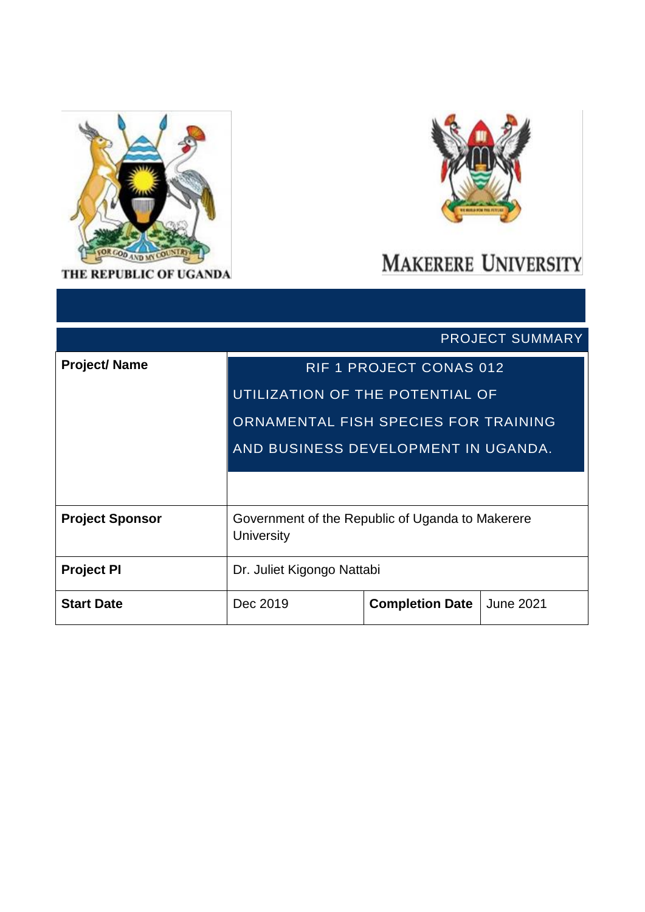THE REPUBLIC OF UGANDA

MAKERERE UNIVERSITY

| PROJECT SUMMARY | | | |
|---|---|---|---|
| **Project/ Name** | RIF 1 PROJECT CONAS 012<br>UTILIZATION OF THE POTENTIAL OF ORNAMENTAL FISH SPECIES FOR TRAINING AND BUSINESS DEVELOPMENT IN UGANDA. | | |
| **Project Sponsor** | Government of the Republic of Uganda to Makerere University | | |
| **Project PI** | Dr. Juliet Kigongo Nattabi | | |
| **Start Date** | Dec 2019 | **Completion Date** | June 2021 |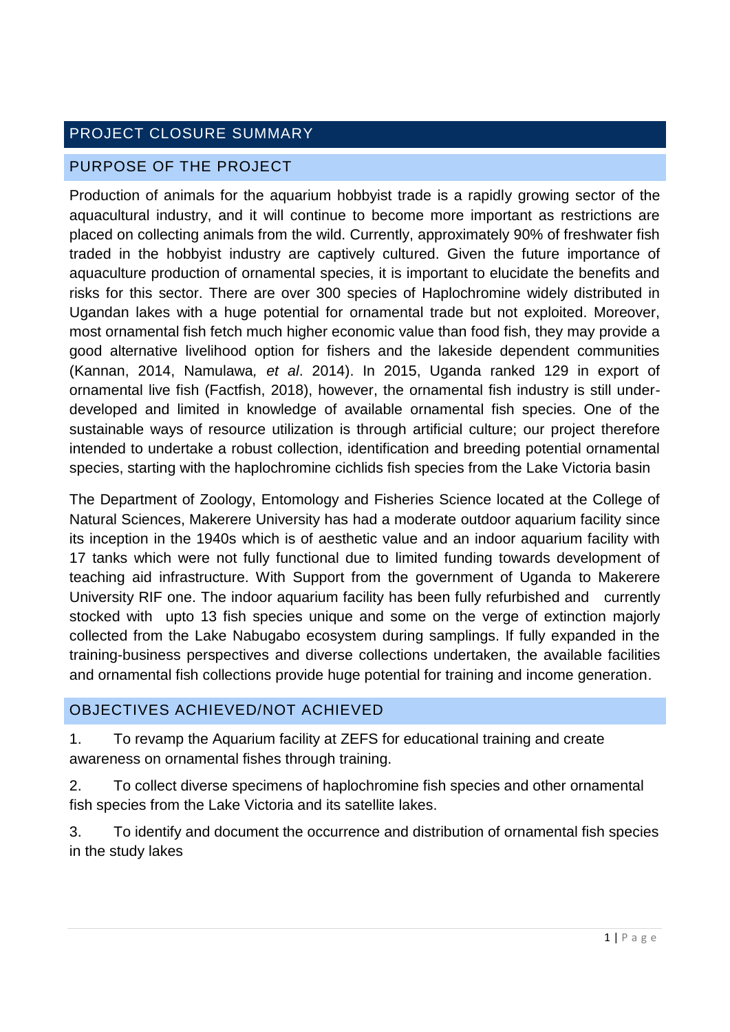## PROJECT CLOSURE SUMMARY

### PURPOSE OF THE PROJECT

Production of animals for the aquarium hobbyist trade is a rapidly growing sector of the aquacultural industry, and it will continue to become more important as restrictions are placed on collecting animals from the wild. Currently, approximately 90% of freshwater fish traded in the hobbyist industry are captively cultured. Given the future importance of aquaculture production of ornamental species, it is important to elucidate the benefits and risks for this sector. There are over 300 species of Haplochromine widely distributed in Ugandan lakes with a huge potential for ornamental trade but not exploited. Moreover, most ornamental fish fetch much higher economic value than food fish, they may provide a good alternative livelihood option for fishers and the lakeside dependent communities (Kannan, 2014, Namulawa*, et al*. 2014). In 2015, Uganda ranked 129 in export of ornamental live fish (Factfish, 2018), however, the ornamental fish industry is still under-developed and limited in knowledge of available ornamental fish species. One of the sustainable ways of resource utilization is through artificial culture; our project therefore intended to undertake a robust collection, identification and breeding potential ornamental species, starting with the haplochromine cichlids fish species from the Lake Victoria basin

The Department of Zoology, Entomology and Fisheries Science located at the College of Natural Sciences, Makerere University has had a moderate outdoor aquarium facility since its inception in the 1940s which is of aesthetic value and an indoor aquarium facility with 17 tanks which were not fully functional due to limited funding towards development of teaching aid infrastructure. With Support from the government of Uganda to Makerere University RIF one. The indoor aquarium facility has been fully refurbished and currently stocked with upto 13 fish species unique and some on the verge of extinction majorly collected from the Lake Nabugabo ecosystem during samplings. If fully expanded in the training-business perspectives and diverse collections undertaken, the available facilities and ornamental fish collections provide huge potential for training and income generation.

### OBJECTIVES ACHIEVED/NOT ACHIEVED

1. To revamp the Aquarium facility at ZEFS for educational training and create awareness on ornamental fishes through training.

2. To collect diverse specimens of haplochromine fish species and other ornamental fish species from the Lake Victoria and its satellite lakes.

3. To identify and document the occurrence and distribution of ornamental fish species in the study lakes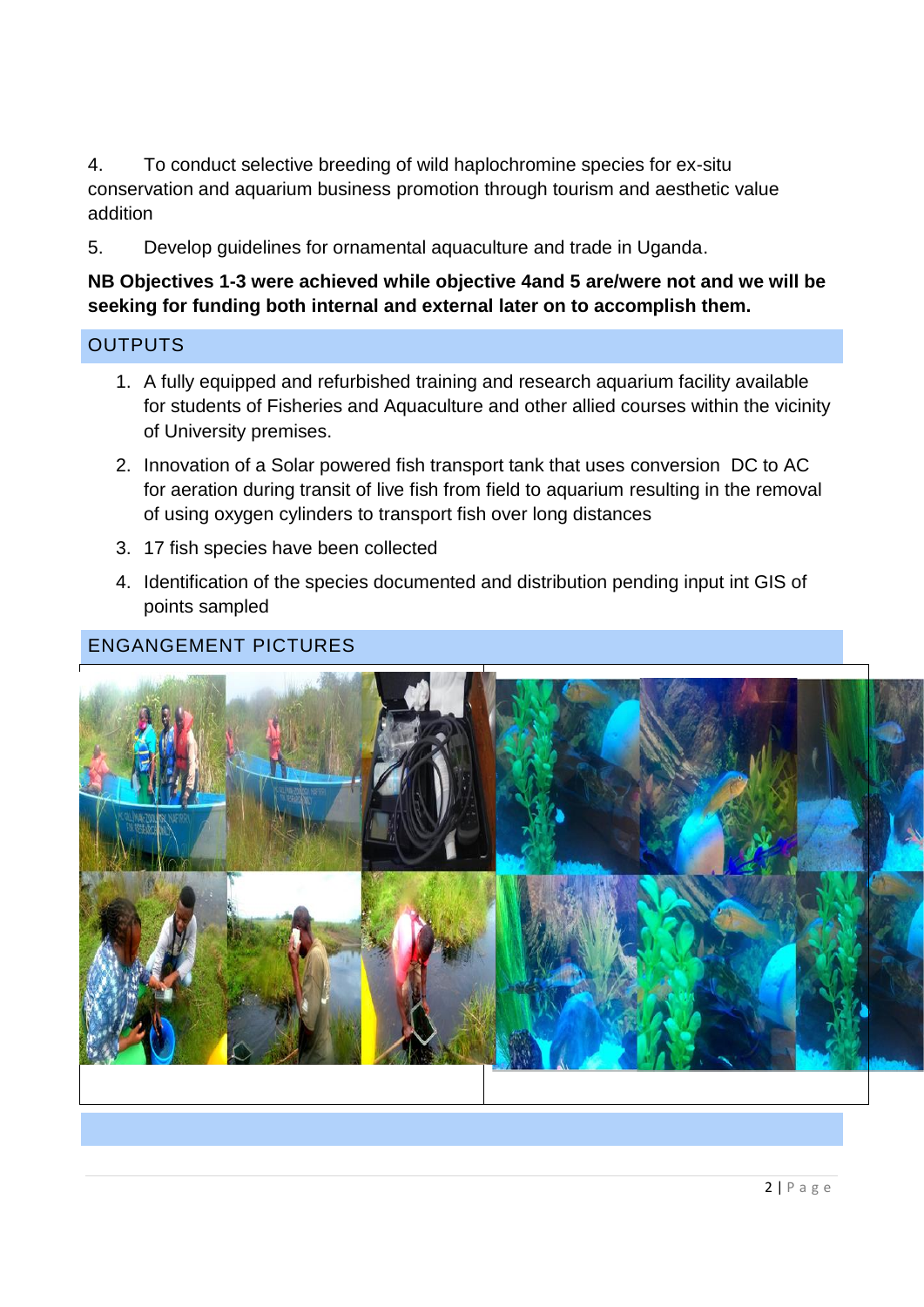4. To conduct selective breeding of wild haplochromine species for ex-situ conservation and aquarium business promotion through tourism and aesthetic value addition

5. Develop guidelines for ornamental aquaculture and trade in Uganda.

**NB Objectives 1-3 were achieved while objective 4and 5 are/were not and we will be seeking for funding both internal and external later on to accomplish them.**

## OUTPUTS

1. A fully equipped and refurbished training and research aquarium facility available for students of Fisheries and Aquaculture and other allied courses within the vicinity of University premises.
2. Innovation of a Solar powered fish transport tank that uses conversion DC to AC for aeration during transit of live fish from field to aquarium resulting in the removal of using oxygen cylinders to transport fish over long distances
3. 17 fish species have been collected
4. Identification of the species documented and distribution pending input int GIS of points sampled

## ENGANGEMENT PICTURES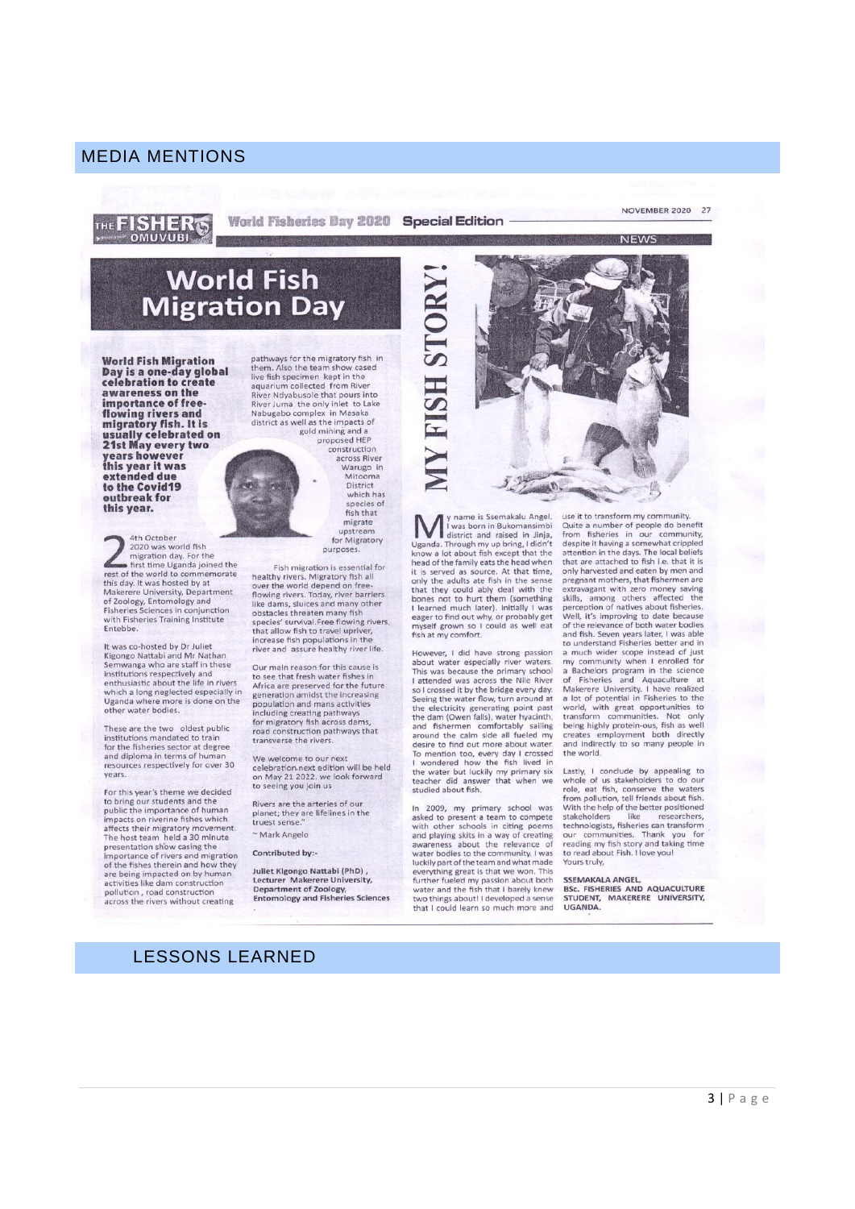## MEDIA MENTIONS

THE FISHERS OMUVUBI — World Fisheries Day 2020 Special Edition — NOVEMBER 2020 27 — NEWS

# World Fish Migration Day

**World Fish Migration Day is a one-day global celebration to create awareness on the importance of free-flowing rivers and migratory fish. It is usually celebrated on 21st May every two years however this year it was extended due to the Covid19 outbreak for this year.**

24th October 2020 was world fish migration day. For the first time Uganda joined the rest of the world to commemorate this day. It was hosted by at Makerere University, Department of Zoology, Entomology and Fisheries Sciences in conjunction with Fisheries Training Institute Entebbe.

It was co-hosted by Dr Juliet Kigongo Nattabi and Mr Nathan Semwanga who are staff in these institutions respectively and enthusiastic about the life in rivers which a long neglected especially in Uganda where more is done on the other water bodies.

These are the two oldest public institutions mandated to train for the fisheries sector at degree and diploma in terms of human resources respectively for over 30 years.

For this year's theme we decided to bring our students and the public the importance of human impacts on riverine fishes which affects their migratory movement. The host team held a 30 minute presentation show casing the importance of rivers and migration of the fishes therein and how they are being impacted on by human activities like dam construction pollution, road construction across the rivers without creating pathways for the migratory fish in them. Also the team show cased live fish specimen kept in the aquarium collected from River River Ndyabusole that pours into River Juma the only inlet to Lake Nabugabo complex in Masaka district as well as the impacts of gold mining and a proposed HEP construction across River Warugo in Mitooma District which has species of fish that migrate upstream for Migratory purposes.

Fish migration is essential for healthy rivers. Migratory fish all over the world depend on free-flowing rivers. Today, river barriers like dams, sluices and many other obstacles threaten many fish species' survival.Free flowing rivers, that allow fish to travel upriver, increase fish populations in the river and assure healthy river life.

Our main reason for this cause is to see that fresh water fishes in Africa are preserved for the future generation amidst the increasing population and mans activities including creating pathways for migratory fish across dams, road construction pathways that transverse the rivers.

We welcome to our next celebration next edition will be held on May 21 2022. we look forward to seeing you join us

"Rivers are the arteries of our planet; they are lifelines in the truest sense."

~ Mark Angelo

Contributed by:-

**Juliet Kigongo Nattabi (PhD), Lecturer Makerere University, Department of Zoology, Entomology and Fisheries Sciences**

# MY FISH STORY!

My name is Ssemakalu Angel. I was born in Bukomansimbi district and raised in Jinja, Uganda. Through my up bring, I didn't know a lot about fish except that the head of the family eats the head when it is served as source. At that time, only the adults ate fish in the sense that they could ably deal with the bones not to hurt them (something I learned much later). Initially I was eager to find out why, or probably get myself grown so I could as well eat fish at my comfort.

However, I did have strong passion about water especially river waters. This was because the primary school I attended was across the Nile River so I crossed it by the bridge every day. Seeing the water flow, turn around at the electricity generating point past the dam (Owen falls), water hyacinth, and fishermen comfortably sailing around the calm side all fueled my desire to find out more about water. To mention too, every day I crossed I wondered how the fish lived in the water but luckily my primary six teacher did answer that when we studied about fish.

In 2009, my primary school was asked to present a team to compete with other schools in citing poems and playing skits in a way of creating awareness about the relevance of water bodies to the community. I was luckily part of the team and what made everything great is that we won. This further fueled my passion about both water and the fish that I barely knew two things about! I developed a sense that I could learn so much more and use it to transform my community.

Quite a number of people do benefit from fisheries in our community, despite it having a somewhat crippled attention in the days. The local beliefs that are attached to fish i.e. that it is only harvested and eaten by men and pregnant mothers, that fishermen are extravagant with zero money saving skills, among others affected the perception of natives about fisheries. Well, it's improving to date because of the relevance of both water bodies and fish. Seven years later, I was able to understand Fisheries better and in a much wider scope instead of just my community when I enrolled for a Bachelors program in the science of Fisheries and Aquaculture at Makerere University. I have realized a lot of potential in Fisheries to the world, with great opportunities to transform communities. Not only being highly protein-ous, fish as well creates employment both directly and indirectly to so many people in the world.

Lastly, I conclude by appealing to whole of us stakeholders to do our role, eat fish, conserve the waters from pollution, tell friends about fish. With the help of the better positioned stakeholders like researchers, technologists, fisheries can transform our communities. Thank you for reading my fish story and taking time to read about Fish. I love you!

Yours truly,

**SSEMAKALA ANGEL, BSc. FISHERIES AND AQUACULTURE STUDENT, MAKERERE UNIVERSITY, UGANDA.**

## LESSONS LEARNED